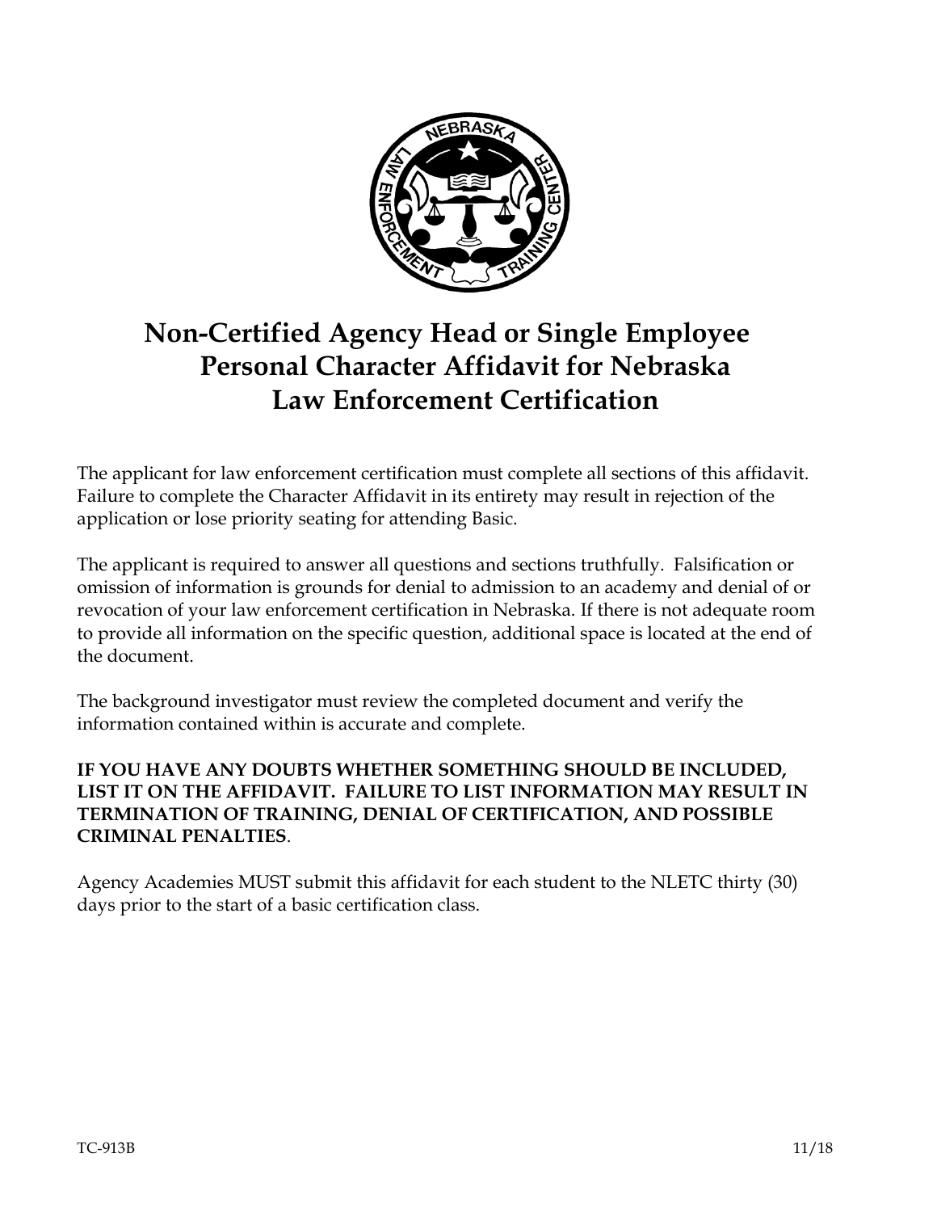# Non-Certified Agency Head or Single Employee Personal Character Affidavit for Nebraska Law Enforcement Certification

The applicant for law enforcement certification must complete all sections of this affidavit. Failure to complete the Character Affidavit in its entirety may result in rejection of the application or lose priority seating for attending Basic.

The applicant is required to answer all questions and sections truthfully. Falsification or omission of information is grounds for denial to admission to an academy and denial of or revocation of your law enforcement certification in Nebraska. If there is not adequate room to provide all information on the specific question, additional space is located at the end of the document.

The background investigator must review the completed document and verify the information contained within is accurate and complete.

**IF YOU HAVE ANY DOUBTS WHETHER SOMETHING SHOULD BE INCLUDED, LIST IT ON THE AFFIDAVIT. FAILURE TO LIST INFORMATION MAY RESULT IN TERMINATION OF TRAINING, DENIAL OF CERTIFICATION, AND POSSIBLE CRIMINAL PENALTIES**.

Agency Academies MUST submit this affidavit for each student to the NLETC thirty (30) days prior to the start of a basic certification class.

TC-913B 11/18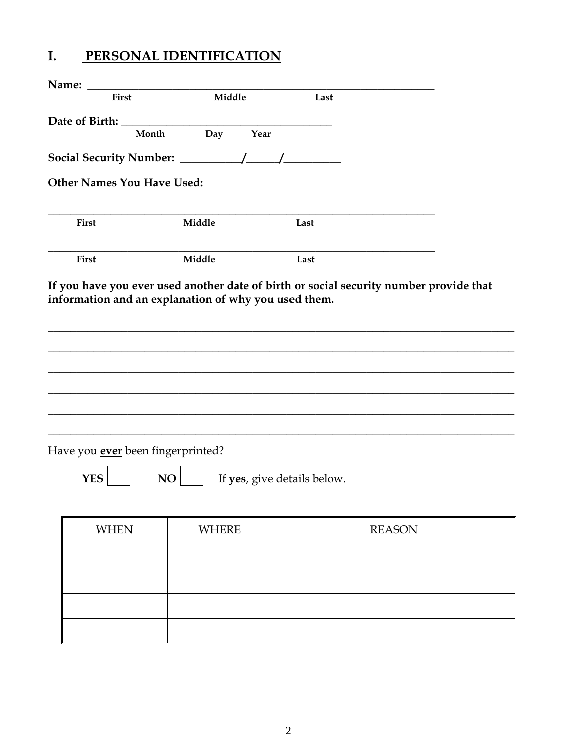# I. PERSONAL IDENTIFICATION

**Name:** ______________________________________________________________
First Middle Last

**Date of Birth:** _____________________________________
Month Day Year

**Social Security Number:** __________/_____/_________

**Other Names You Have Used:**

______________________________________________________________________
First Middle Last

______________________________________________________________________
First Middle Last

**If you have you ever used another date of birth or social security number provide that information and an explanation of why you used them.**

______________________________________________________________________________

______________________________________________________________________________

______________________________________________________________________________

______________________________________________________________________________

______________________________________________________________________________

______________________________________________________________________________

Have you **ever** been fingerprinted?

**YES** ☐ **NO** ☐ If **yes**, give details below.

| WHEN | WHERE | REASON |
|---|---|---|
| | | |
| | | |
| | | |
| | | |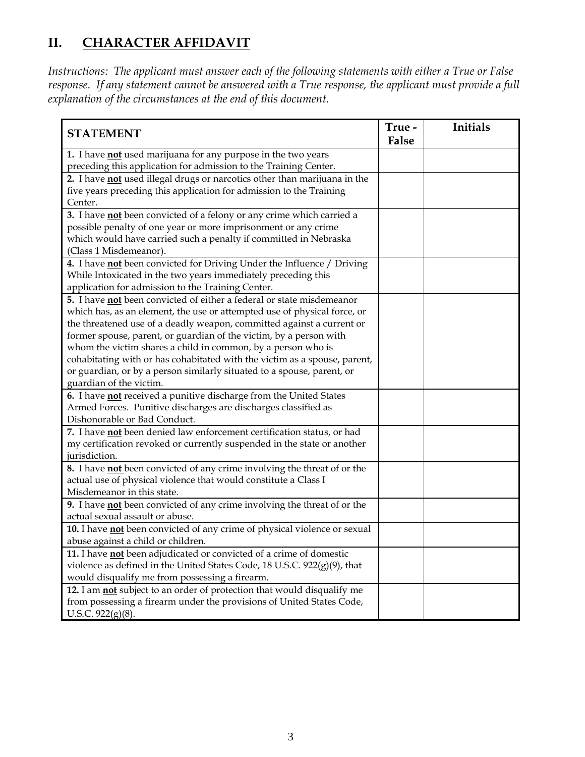## II. CHARACTER AFFIDAVIT

*Instructions: The applicant must answer each of the following statements with either a True or False response. If any statement cannot be answered with a True response, the applicant must provide a full explanation of the circumstances at the end of this document.*

| STATEMENT | True - False | Initials |
|---|---|---|
| **1.** I have **not** used marijuana for any purpose in the two years preceding this application for admission to the Training Center. | | |
| **2.** I have **not** used illegal drugs or narcotics other than marijuana in the five years preceding this application for admission to the Training Center. | | |
| **3.** I have **not** been convicted of a felony or any crime which carried a possible penalty of one year or more imprisonment or any crime which would have carried such a penalty if committed in Nebraska (Class 1 Misdemeanor). | | |
| **4.** I have **not** been convicted for Driving Under the Influence / Driving While Intoxicated in the two years immediately preceding this application for admission to the Training Center. | | |
| **5.** I have **not** been convicted of either a federal or state misdemeanor which has, as an element, the use or attempted use of physical force, or the threatened use of a deadly weapon, committed against a current or former spouse, parent, or guardian of the victim, by a person with whom the victim shares a child in common, by a person who is cohabitating with or has cohabitated with the victim as a spouse, parent, or guardian, or by a person similarly situated to a spouse, parent, or guardian of the victim. | | |
| **6.** I have **not** received a punitive discharge from the United States Armed Forces. Punitive discharges are discharges classified as Dishonorable or Bad Conduct. | | |
| **7.** I have **not** been denied law enforcement certification status, or had my certification revoked or currently suspended in the state or another jurisdiction. | | |
| **8.** I have **not** been convicted of any crime involving the threat of or the actual use of physical violence that would constitute a Class I Misdemeanor in this state. | | |
| **9.** I have **not** been convicted of any crime involving the threat of or the actual sexual assault or abuse. | | |
| **10.** I have **not** been convicted of any crime of physical violence or sexual abuse against a child or children. | | |
| **11.** I have **not** been adjudicated or convicted of a crime of domestic violence as defined in the United States Code, 18 U.S.C. 922(g)(9), that would disqualify me from possessing a firearm. | | |
| **12.** I am **not** subject to an order of protection that would disqualify me from possessing a firearm under the provisions of United States Code, U.S.C. 922(g)(8). | | |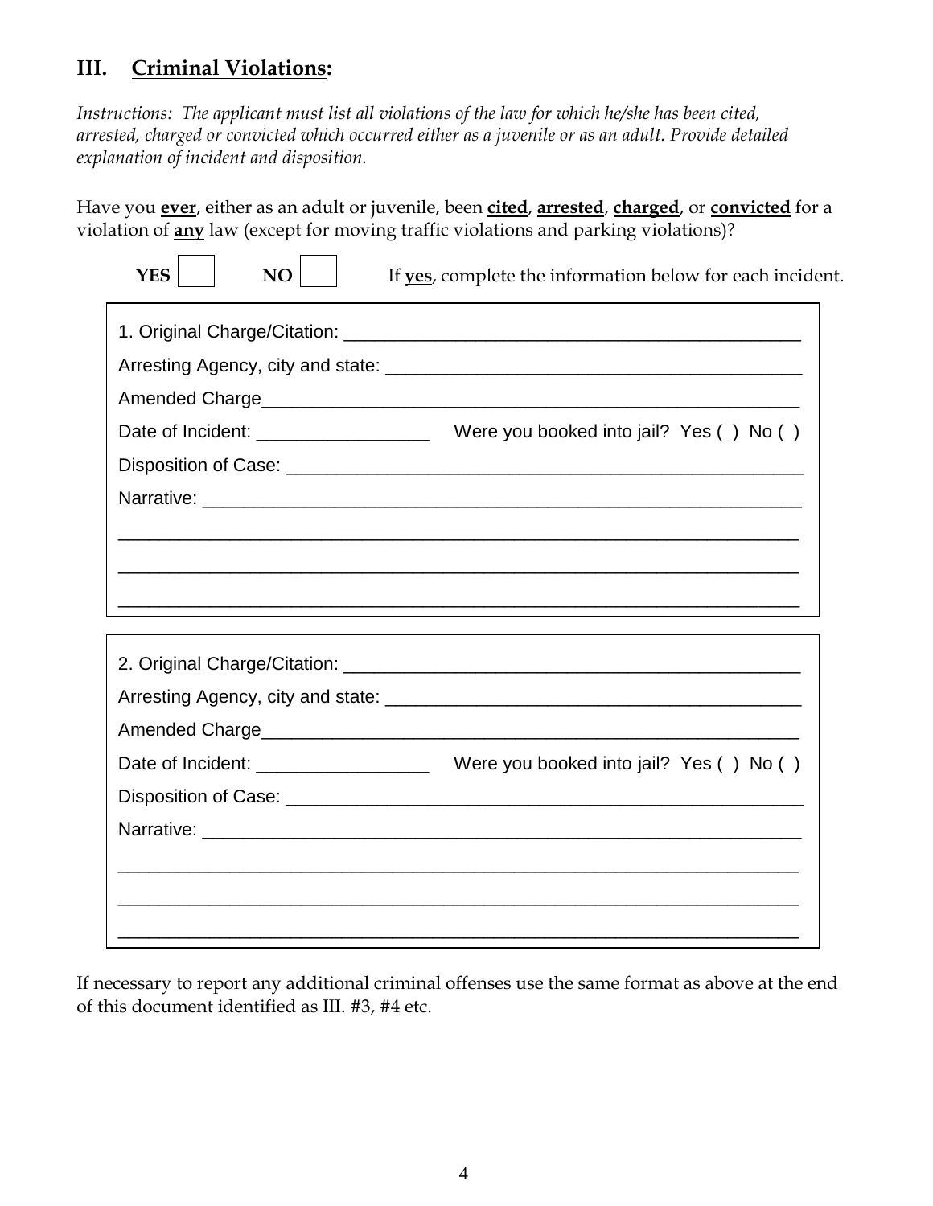## III. **Criminal Violations:**

*Instructions: The applicant must list all violations of the law for which he/she has been cited, arrested, charged or convicted which occurred either as a juvenile or as an adult. Provide detailed explanation of incident and disposition.*

Have you **ever**, either as an adult or juvenile, been **cited**, **arrested**, **charged**, or **convicted** for a violation of **any** law (except for moving traffic violations and parking violations)?

**YES** ☐ **NO** ☐ If **yes**, complete the information below for each incident.

1. Original Charge/Citation: _______________________________________________

Arresting Agency, city and state: ___________________________________________

Amended Charge_______________________________________________________

Date of Incident: _________________ Were you booked into jail? Yes ( ) No ( )

Disposition of Case: ____________________________________________________

Narrative: ____________________________________________________________

______________________________________________________________________

______________________________________________________________________

______________________________________________________________________

2. Original Charge/Citation: _______________________________________________

Arresting Agency, city and state: ___________________________________________

Amended Charge_______________________________________________________

Date of Incident: _________________ Were you booked into jail? Yes ( ) No ( )

Disposition of Case: ____________________________________________________

Narrative: ____________________________________________________________

______________________________________________________________________

______________________________________________________________________

______________________________________________________________________

If necessary to report any additional criminal offenses use the same format as above at the end of this document identified as III. #3, #4 etc.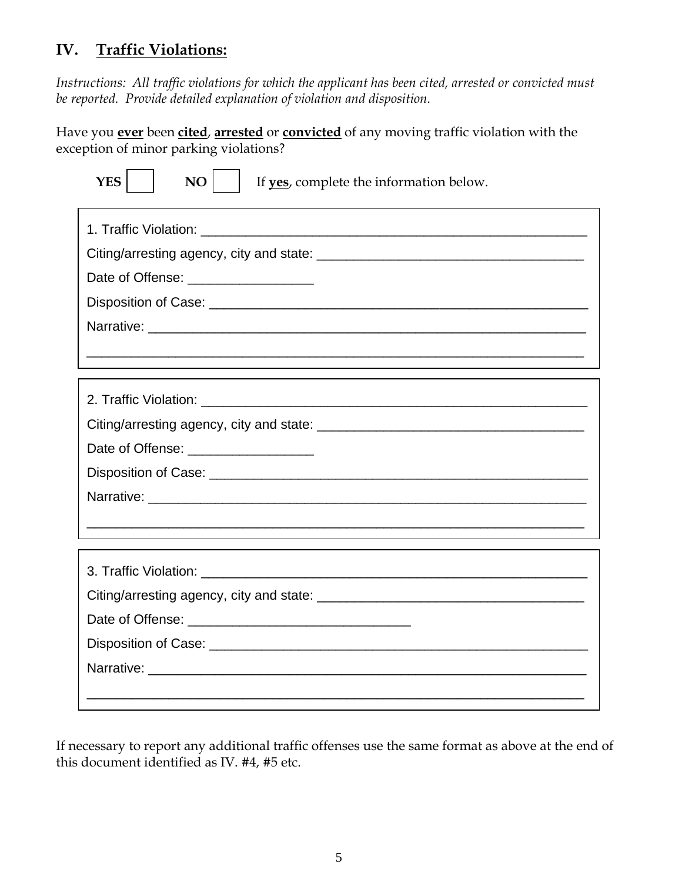## IV. <u>Traffic Violations:</u>

*Instructions: All traffic violations for which the applicant has been cited, arrested or convicted must be reported. Provide detailed explanation of violation and disposition.*

Have you **<u>ever</u>** been **<u>cited</u>**, **<u>arrested</u>** or **<u>convicted</u>** of any moving traffic violation with the exception of minor parking violations?

**YES** ☐ **NO** ☐ If **<u>yes</u>**, complete the information below.

1. Traffic Violation: ______________________________________________

Citing/arresting agency, city and state: ______________________________

Date of Offense: ________________

Disposition of Case: ______________________________________________

Narrative: ______________________________________________________

________________________________________________________________

2. Traffic Violation: ______________________________________________

Citing/arresting agency, city and state: ______________________________

Date of Offense: ________________

Disposition of Case: ______________________________________________

Narrative: ______________________________________________________

________________________________________________________________

3. Traffic Violation: ______________________________________________

Citing/arresting agency, city and state: ______________________________

Date of Offense: ______________________________

Disposition of Case: ______________________________________________

Narrative: ______________________________________________________

________________________________________________________________

If necessary to report any additional traffic offenses use the same format as above at the end of this document identified as IV. #4, #5 etc.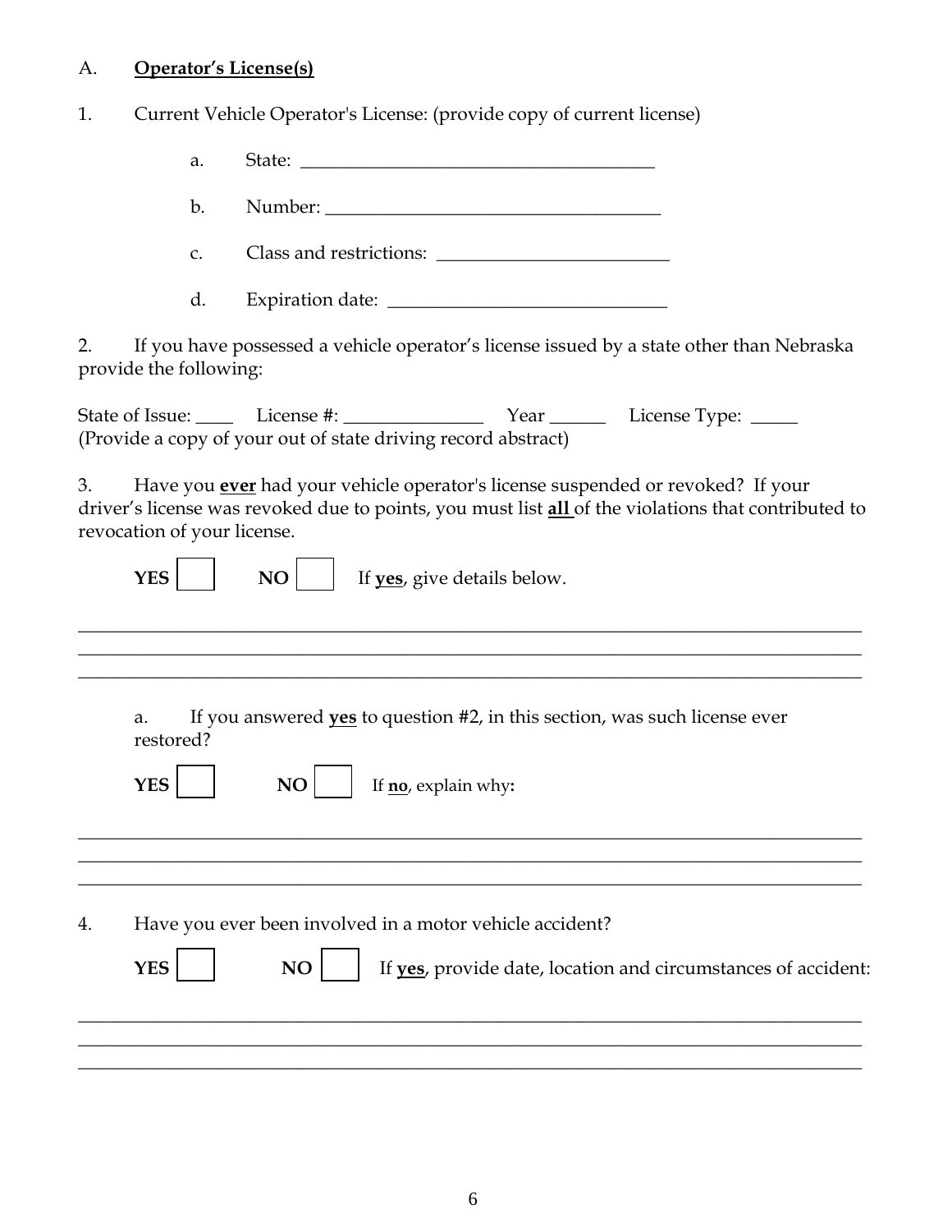A. **<u>Operator's License(s)</u>**

1. Current Vehicle Operator's License: (provide copy of current license)

   a. State: ______________________________________

   b. Number: ____________________________________

   c. Class and restrictions: _________________________

   d. Expiration date: ______________________________

2. If you have possessed a vehicle operator's license issued by a state other than Nebraska provide the following:

State of Issue: ____ License #: _______________ Year ______ License Type: _____
(Provide a copy of your out of state driving record abstract)

3. Have you **<u>ever</u>** had your vehicle operator's license suspended or revoked? If your driver's license was revoked due to points, you must list **<u>all</u>** of the violations that contributed to revocation of your license.

**YES** ☐ **NO** ☐ If **<u>yes</u>**, give details below.

______________________________________________________________________________
______________________________________________________________________________
______________________________________________________________________________

a. If you answered **<u>yes</u>** to question #2, in this section, was such license ever restored?

**YES** ☐ **NO** ☐ If **<u>no</u>**, explain why**:**

______________________________________________________________________________
______________________________________________________________________________
______________________________________________________________________________

4. Have you ever been involved in a motor vehicle accident?

**YES** ☐ **NO** ☐ If **<u>yes</u>**, provide date, location and circumstances of accident:

______________________________________________________________________________
______________________________________________________________________________
______________________________________________________________________________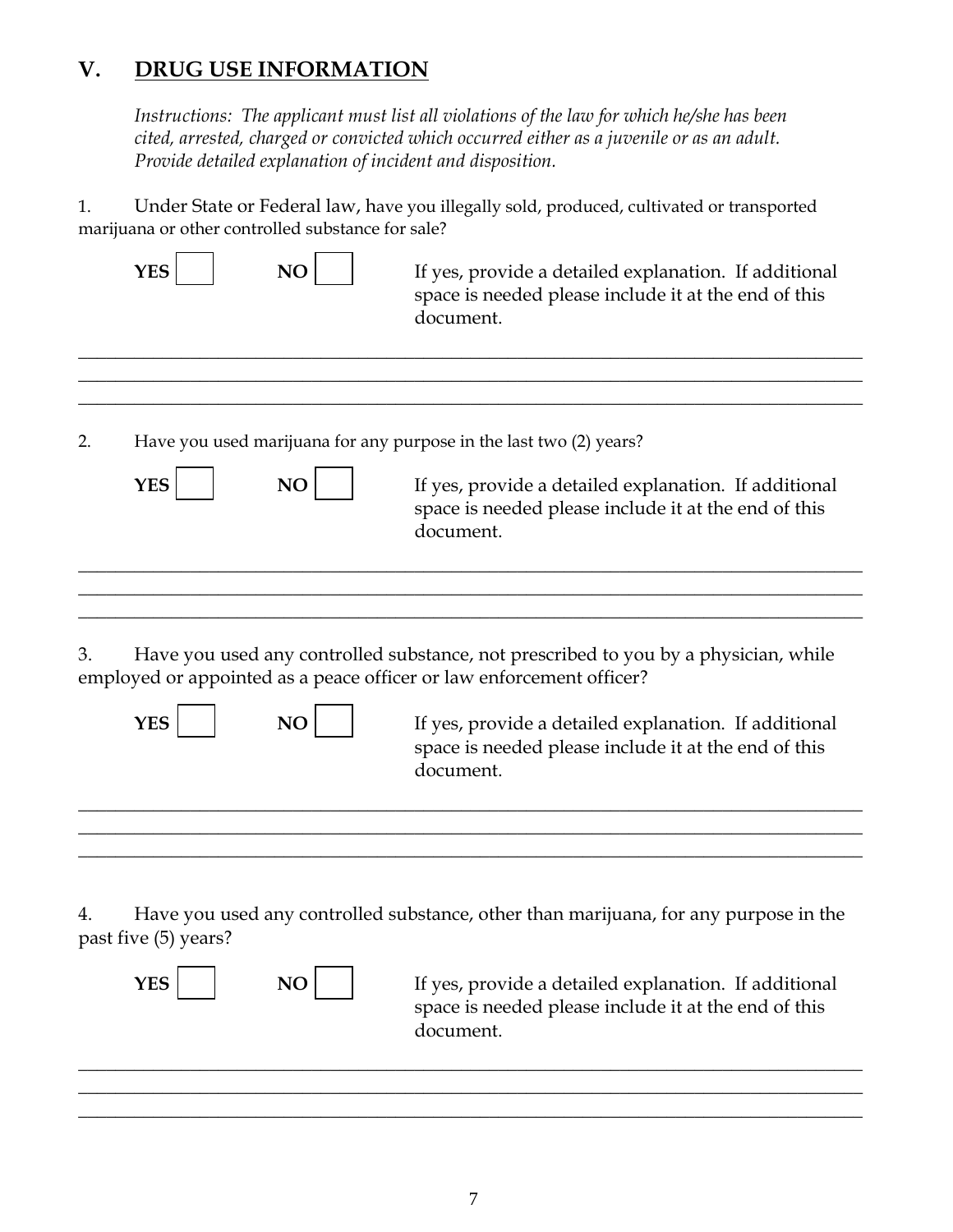## V. DRUG USE INFORMATION

*Instructions: The applicant must list all violations of the law for which he/she has been cited, arrested, charged or convicted which occurred either as a juvenile or as an adult. Provide detailed explanation of incident and disposition.*

1. Under State or Federal law, have you illegally sold, produced, cultivated or transported marijuana or other controlled substance for sale?

**YES** ☐ **NO** ☐ If yes, provide a detailed explanation. If additional space is needed please include it at the end of this document.

______________________________________________________________________________
______________________________________________________________________________
______________________________________________________________________________

2. Have you used marijuana for any purpose in the last two (2) years?

**YES** ☐ **NO** ☐ If yes, provide a detailed explanation. If additional space is needed please include it at the end of this document.

______________________________________________________________________________
______________________________________________________________________________
______________________________________________________________________________

3. Have you used any controlled substance, not prescribed to you by a physician, while employed or appointed as a peace officer or law enforcement officer?

**YES** ☐ **NO** ☐ If yes, provide a detailed explanation. If additional space is needed please include it at the end of this document.

______________________________________________________________________________
______________________________________________________________________________
______________________________________________________________________________

4. Have you used any controlled substance, other than marijuana, for any purpose in the past five (5) years?

**YES** ☐ **NO** ☐ If yes, provide a detailed explanation. If additional space is needed please include it at the end of this document.

______________________________________________________________________________
______________________________________________________________________________
______________________________________________________________________________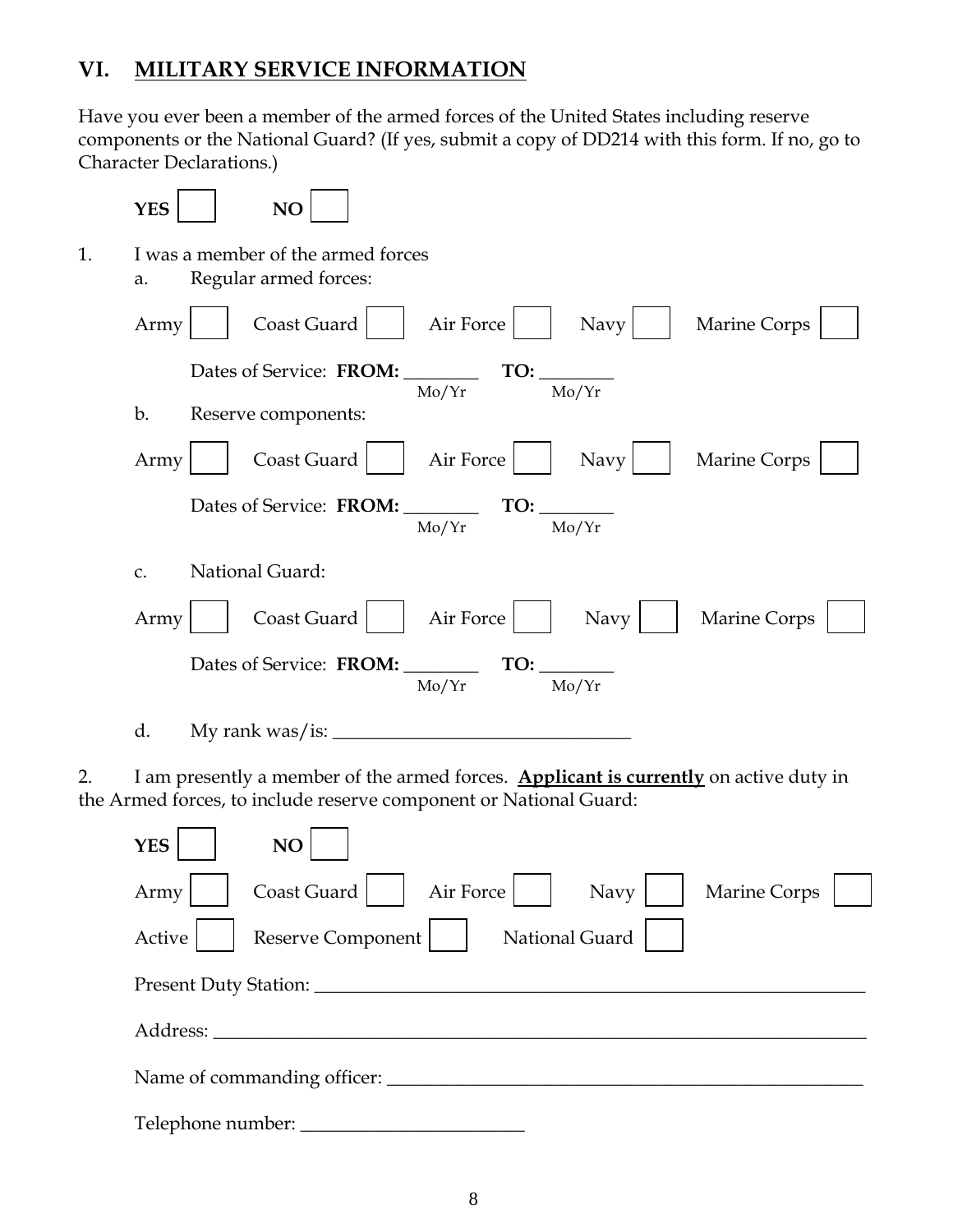## VI. MILITARY SERVICE INFORMATION

Have you ever been a member of the armed forces of the United States including reserve components or the National Guard? (If yes, submit a copy of DD214 with this form. If no, go to Character Declarations.)

**YES** ☐ **NO** ☐

1. I was a member of the armed forces

   a. Regular armed forces:

   Army ☐ Coast Guard ☐ Air Force ☐ Navy ☐ Marine Corps ☐

   Dates of Service: **FROM:** ________ (Mo/Yr) **TO:** ________ (Mo/Yr)

   b. Reserve components:

   Army ☐ Coast Guard ☐ Air Force ☐ Navy ☐ Marine Corps ☐

   Dates of Service: **FROM:** ________ (Mo/Yr) **TO:** ________ (Mo/Yr)

   c. National Guard:

   Army ☐ Coast Guard ☐ Air Force ☐ Navy ☐ Marine Corps ☐

   Dates of Service: **FROM:** ________ (Mo/Yr) **TO:** ________ (Mo/Yr)

   d. My rank was/is: ________________________________

2. I am presently a member of the armed forces. **Applicant is currently** on active duty in the Armed forces, to include reserve component or National Guard:

   **YES** ☐ **NO** ☐

   Army ☐ Coast Guard ☐ Air Force ☐ Navy ☐ Marine Corps ☐

   Active ☐ Reserve Component ☐ National Guard ☐

   Present Duty Station: ____________________________________________________________

   Address: ____________________________________________________________

   Name of commanding officer: ______________________________________________

   Telephone number: ________________________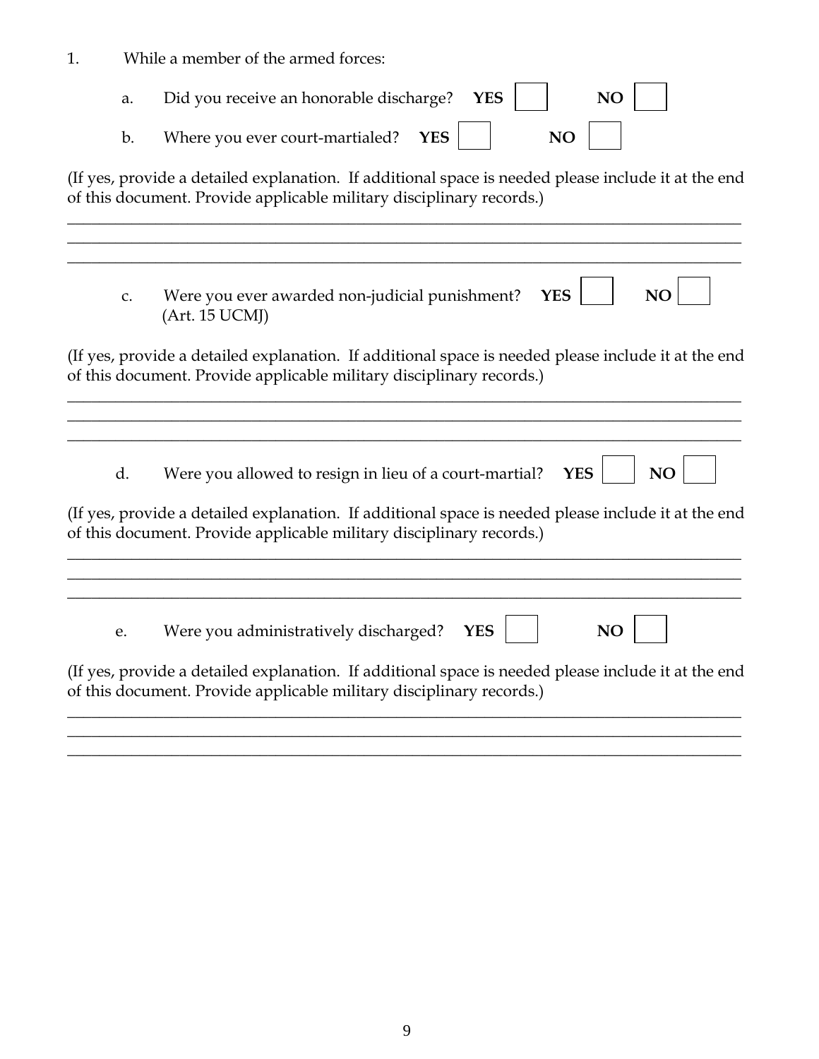1. While a member of the armed forces:

   a. Did you receive an honorable discharge? **YES** ☐ **NO** ☐

   b. Where you ever court-martialed? **YES** ☐ **NO** ☐

(If yes, provide a detailed explanation. If additional space is needed please include it at the end of this document. Provide applicable military disciplinary records.)

_______________________________________________________________________________
_______________________________________________________________________________
_______________________________________________________________________________

   c. Were you ever awarded non-judicial punishment? **YES** ☐ **NO** ☐
   (Art. 15 UCMJ)

(If yes, provide a detailed explanation. If additional space is needed please include it at the end of this document. Provide applicable military disciplinary records.)

_______________________________________________________________________________
_______________________________________________________________________________
_______________________________________________________________________________

   d. Were you allowed to resign in lieu of a court-martial? **YES** ☐ **NO** ☐

(If yes, provide a detailed explanation. If additional space is needed please include it at the end of this document. Provide applicable military disciplinary records.)

_______________________________________________________________________________
_______________________________________________________________________________
_______________________________________________________________________________

   e. Were you administratively discharged? **YES** ☐ **NO** ☐

(If yes, provide a detailed explanation. If additional space is needed please include it at the end of this document. Provide applicable military disciplinary records.)

_______________________________________________________________________________
_______________________________________________________________________________
_______________________________________________________________________________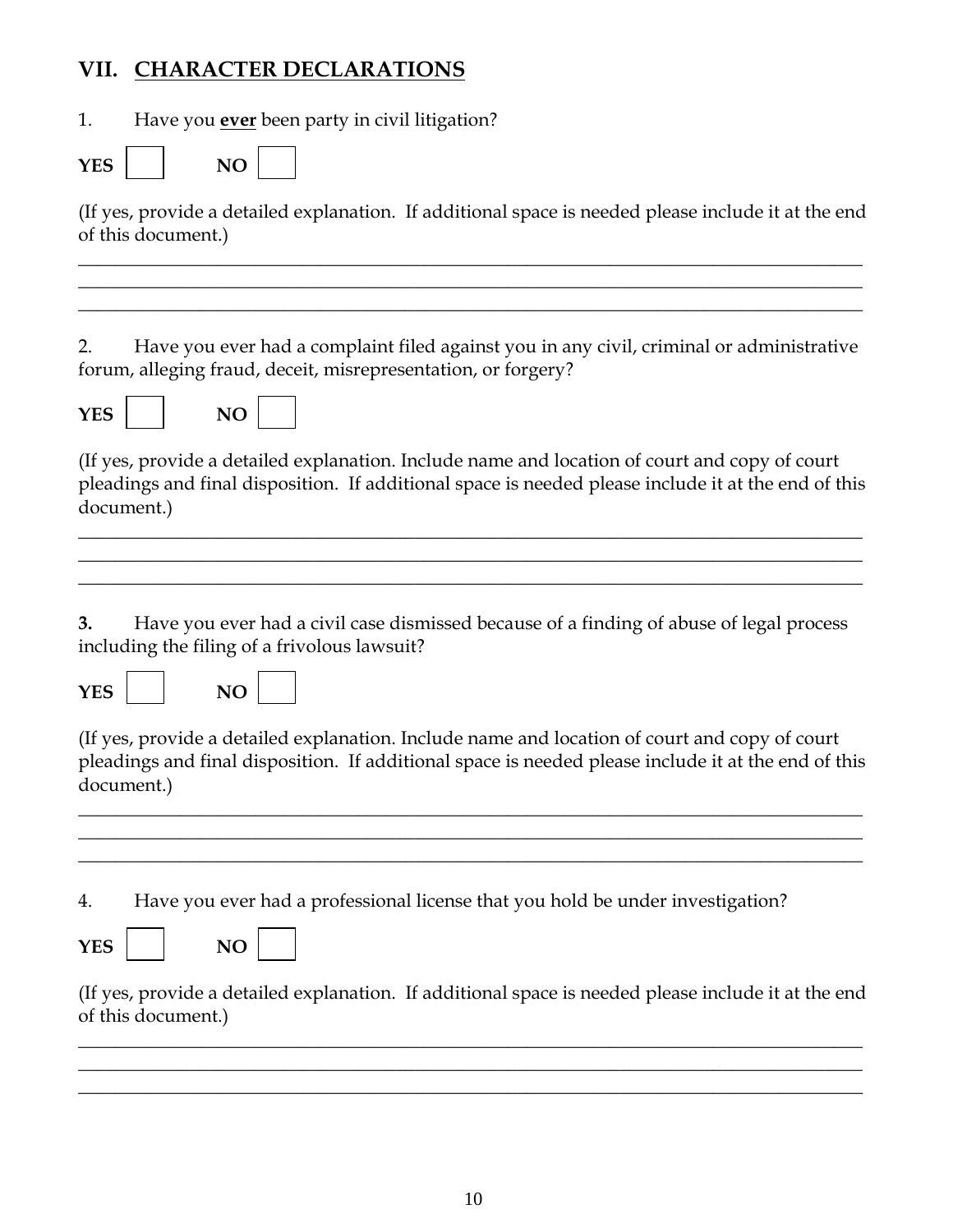## VII. CHARACTER DECLARATIONS

1. Have you **ever** been party in civil litigation?

**YES** ☐ **NO** ☐

(If yes, provide a detailed explanation. If additional space is needed please include it at the end of this document.)

\_\_\_\_\_\_\_\_\_\_\_\_\_\_\_\_\_\_\_\_\_\_\_\_\_\_\_\_\_\_\_\_\_\_\_\_\_\_\_\_\_\_\_\_\_\_\_\_\_\_\_\_\_\_\_\_\_\_\_\_\_\_\_\_\_\_\_\_\_\_\_\_\_\_\_\_\_\_
\_\_\_\_\_\_\_\_\_\_\_\_\_\_\_\_\_\_\_\_\_\_\_\_\_\_\_\_\_\_\_\_\_\_\_\_\_\_\_\_\_\_\_\_\_\_\_\_\_\_\_\_\_\_\_\_\_\_\_\_\_\_\_\_\_\_\_\_\_\_\_\_\_\_\_\_\_\_
\_\_\_\_\_\_\_\_\_\_\_\_\_\_\_\_\_\_\_\_\_\_\_\_\_\_\_\_\_\_\_\_\_\_\_\_\_\_\_\_\_\_\_\_\_\_\_\_\_\_\_\_\_\_\_\_\_\_\_\_\_\_\_\_\_\_\_\_\_\_\_\_\_\_\_\_\_\_

2. Have you ever had a complaint filed against you in any civil, criminal or administrative forum, alleging fraud, deceit, misrepresentation, or forgery?

**YES** ☐ **NO** ☐

(If yes, provide a detailed explanation. Include name and location of court and copy of court pleadings and final disposition. If additional space is needed please include it at the end of this document.)

\_\_\_\_\_\_\_\_\_\_\_\_\_\_\_\_\_\_\_\_\_\_\_\_\_\_\_\_\_\_\_\_\_\_\_\_\_\_\_\_\_\_\_\_\_\_\_\_\_\_\_\_\_\_\_\_\_\_\_\_\_\_\_\_\_\_\_\_\_\_\_\_\_\_\_\_\_\_
\_\_\_\_\_\_\_\_\_\_\_\_\_\_\_\_\_\_\_\_\_\_\_\_\_\_\_\_\_\_\_\_\_\_\_\_\_\_\_\_\_\_\_\_\_\_\_\_\_\_\_\_\_\_\_\_\_\_\_\_\_\_\_\_\_\_\_\_\_\_\_\_\_\_\_\_\_\_
\_\_\_\_\_\_\_\_\_\_\_\_\_\_\_\_\_\_\_\_\_\_\_\_\_\_\_\_\_\_\_\_\_\_\_\_\_\_\_\_\_\_\_\_\_\_\_\_\_\_\_\_\_\_\_\_\_\_\_\_\_\_\_\_\_\_\_\_\_\_\_\_\_\_\_\_\_\_

**3.** Have you ever had a civil case dismissed because of a finding of abuse of legal process including the filing of a frivolous lawsuit?

**YES** ☐ **NO** ☐

(If yes, provide a detailed explanation. Include name and location of court and copy of court pleadings and final disposition. If additional space is needed please include it at the end of this document.)

\_\_\_\_\_\_\_\_\_\_\_\_\_\_\_\_\_\_\_\_\_\_\_\_\_\_\_\_\_\_\_\_\_\_\_\_\_\_\_\_\_\_\_\_\_\_\_\_\_\_\_\_\_\_\_\_\_\_\_\_\_\_\_\_\_\_\_\_\_\_\_\_\_\_\_\_\_\_
\_\_\_\_\_\_\_\_\_\_\_\_\_\_\_\_\_\_\_\_\_\_\_\_\_\_\_\_\_\_\_\_\_\_\_\_\_\_\_\_\_\_\_\_\_\_\_\_\_\_\_\_\_\_\_\_\_\_\_\_\_\_\_\_\_\_\_\_\_\_\_\_\_\_\_\_\_\_
\_\_\_\_\_\_\_\_\_\_\_\_\_\_\_\_\_\_\_\_\_\_\_\_\_\_\_\_\_\_\_\_\_\_\_\_\_\_\_\_\_\_\_\_\_\_\_\_\_\_\_\_\_\_\_\_\_\_\_\_\_\_\_\_\_\_\_\_\_\_\_\_\_\_\_\_\_\_

4. Have you ever had a professional license that you hold be under investigation?

**YES** ☐ **NO** ☐

(If yes, provide a detailed explanation. If additional space is needed please include it at the end of this document.)

\_\_\_\_\_\_\_\_\_\_\_\_\_\_\_\_\_\_\_\_\_\_\_\_\_\_\_\_\_\_\_\_\_\_\_\_\_\_\_\_\_\_\_\_\_\_\_\_\_\_\_\_\_\_\_\_\_\_\_\_\_\_\_\_\_\_\_\_\_\_\_\_\_\_\_\_\_\_
\_\_\_\_\_\_\_\_\_\_\_\_\_\_\_\_\_\_\_\_\_\_\_\_\_\_\_\_\_\_\_\_\_\_\_\_\_\_\_\_\_\_\_\_\_\_\_\_\_\_\_\_\_\_\_\_\_\_\_\_\_\_\_\_\_\_\_\_\_\_\_\_\_\_\_\_\_\_
\_\_\_\_\_\_\_\_\_\_\_\_\_\_\_\_\_\_\_\_\_\_\_\_\_\_\_\_\_\_\_\_\_\_\_\_\_\_\_\_\_\_\_\_\_\_\_\_\_\_\_\_\_\_\_\_\_\_\_\_\_\_\_\_\_\_\_\_\_\_\_\_\_\_\_\_\_\_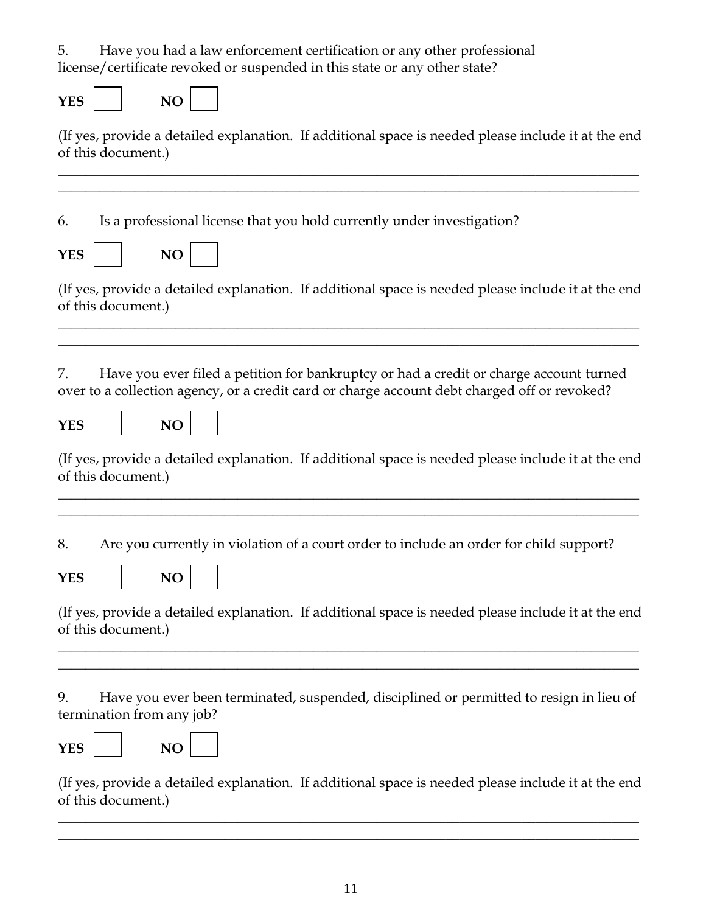5. Have you had a law enforcement certification or any other professional license/certificate revoked or suspended in this state or any other state?

**YES** ☐ **NO** ☐

(If yes, provide a detailed explanation. If additional space is needed please include it at the end of this document.)

\_\_\_\_\_\_\_\_\_\_\_\_\_\_\_\_\_\_\_\_\_\_\_\_\_\_\_\_\_\_\_\_\_\_\_\_\_\_\_\_\_\_\_\_\_\_\_\_\_\_\_\_\_\_\_\_\_\_\_\_\_\_\_\_\_\_\_\_\_\_\_\_\_\_\_\_

\_\_\_\_\_\_\_\_\_\_\_\_\_\_\_\_\_\_\_\_\_\_\_\_\_\_\_\_\_\_\_\_\_\_\_\_\_\_\_\_\_\_\_\_\_\_\_\_\_\_\_\_\_\_\_\_\_\_\_\_\_\_\_\_\_\_\_\_\_\_\_\_\_\_\_\_

6. Is a professional license that you hold currently under investigation?

**YES** ☐ **NO** ☐

(If yes, provide a detailed explanation. If additional space is needed please include it at the end of this document.)

\_\_\_\_\_\_\_\_\_\_\_\_\_\_\_\_\_\_\_\_\_\_\_\_\_\_\_\_\_\_\_\_\_\_\_\_\_\_\_\_\_\_\_\_\_\_\_\_\_\_\_\_\_\_\_\_\_\_\_\_\_\_\_\_\_\_\_\_\_\_\_\_\_\_\_\_

\_\_\_\_\_\_\_\_\_\_\_\_\_\_\_\_\_\_\_\_\_\_\_\_\_\_\_\_\_\_\_\_\_\_\_\_\_\_\_\_\_\_\_\_\_\_\_\_\_\_\_\_\_\_\_\_\_\_\_\_\_\_\_\_\_\_\_\_\_\_\_\_\_\_\_\_

7. Have you ever filed a petition for bankruptcy or had a credit or charge account turned over to a collection agency, or a credit card or charge account debt charged off or revoked?

**YES** ☐ **NO** ☐

(If yes, provide a detailed explanation. If additional space is needed please include it at the end of this document.)

\_\_\_\_\_\_\_\_\_\_\_\_\_\_\_\_\_\_\_\_\_\_\_\_\_\_\_\_\_\_\_\_\_\_\_\_\_\_\_\_\_\_\_\_\_\_\_\_\_\_\_\_\_\_\_\_\_\_\_\_\_\_\_\_\_\_\_\_\_\_\_\_\_\_\_\_

\_\_\_\_\_\_\_\_\_\_\_\_\_\_\_\_\_\_\_\_\_\_\_\_\_\_\_\_\_\_\_\_\_\_\_\_\_\_\_\_\_\_\_\_\_\_\_\_\_\_\_\_\_\_\_\_\_\_\_\_\_\_\_\_\_\_\_\_\_\_\_\_\_\_\_\_

8. Are you currently in violation of a court order to include an order for child support?

**YES** ☐ **NO** ☐

(If yes, provide a detailed explanation. If additional space is needed please include it at the end of this document.)

\_\_\_\_\_\_\_\_\_\_\_\_\_\_\_\_\_\_\_\_\_\_\_\_\_\_\_\_\_\_\_\_\_\_\_\_\_\_\_\_\_\_\_\_\_\_\_\_\_\_\_\_\_\_\_\_\_\_\_\_\_\_\_\_\_\_\_\_\_\_\_\_\_\_\_\_

\_\_\_\_\_\_\_\_\_\_\_\_\_\_\_\_\_\_\_\_\_\_\_\_\_\_\_\_\_\_\_\_\_\_\_\_\_\_\_\_\_\_\_\_\_\_\_\_\_\_\_\_\_\_\_\_\_\_\_\_\_\_\_\_\_\_\_\_\_\_\_\_\_\_\_\_

9. Have you ever been terminated, suspended, disciplined or permitted to resign in lieu of termination from any job?

**YES** ☐ **NO** ☐

(If yes, provide a detailed explanation. If additional space is needed please include it at the end of this document.)

\_\_\_\_\_\_\_\_\_\_\_\_\_\_\_\_\_\_\_\_\_\_\_\_\_\_\_\_\_\_\_\_\_\_\_\_\_\_\_\_\_\_\_\_\_\_\_\_\_\_\_\_\_\_\_\_\_\_\_\_\_\_\_\_\_\_\_\_\_\_\_\_\_\_\_\_

\_\_\_\_\_\_\_\_\_\_\_\_\_\_\_\_\_\_\_\_\_\_\_\_\_\_\_\_\_\_\_\_\_\_\_\_\_\_\_\_\_\_\_\_\_\_\_\_\_\_\_\_\_\_\_\_\_\_\_\_\_\_\_\_\_\_\_\_\_\_\_\_\_\_\_\_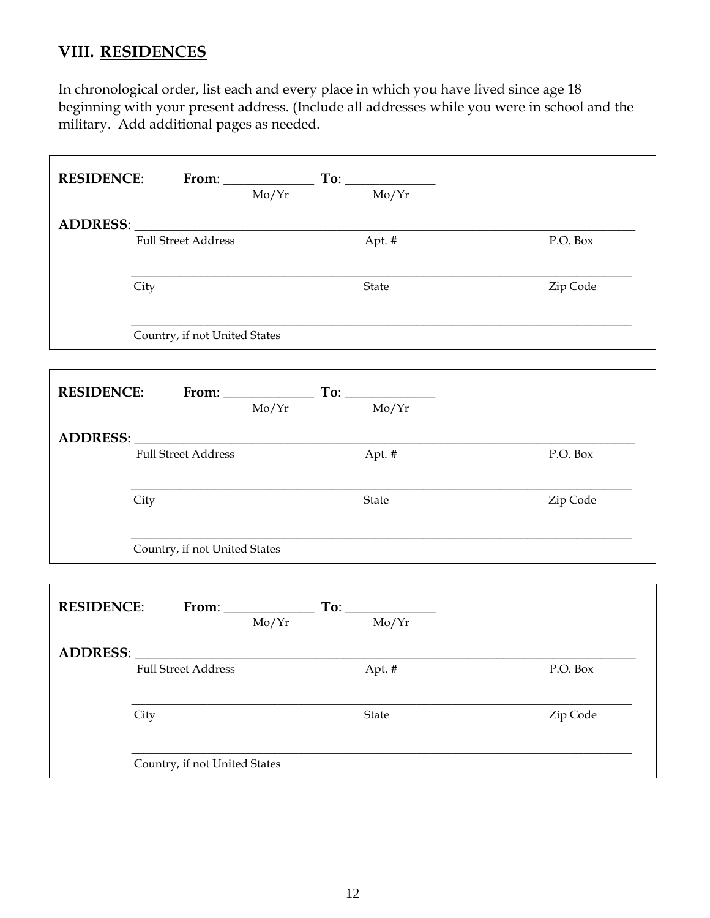## VIII. <u>RESIDENCES</u>

In chronological order, list each and every place in which you have lived since age 18 beginning with your present address. (Include all addresses while you were in school and the military. Add additional pages as needed.

**RESIDENCE**: **From**: _____________ **To**: _____________
Mo/Yr Mo/Yr

**ADDRESS**: ___________________________________________________________________________
Full Street Address Apt. # P.O. Box

___________________________________________________________________________
City State Zip Code

___________________________________________________________________________
Country, if not United States

**RESIDENCE**: **From**: _____________ **To**: _____________
Mo/Yr Mo/Yr

**ADDRESS**: ___________________________________________________________________________
Full Street Address Apt. # P.O. Box

___________________________________________________________________________
City State Zip Code

___________________________________________________________________________
Country, if not United States

**RESIDENCE**: **From**: _____________ **To**: _____________
Mo/Yr Mo/Yr

**ADDRESS**: ___________________________________________________________________________
Full Street Address Apt. # P.O. Box

___________________________________________________________________________
City State Zip Code

___________________________________________________________________________
Country, if not United States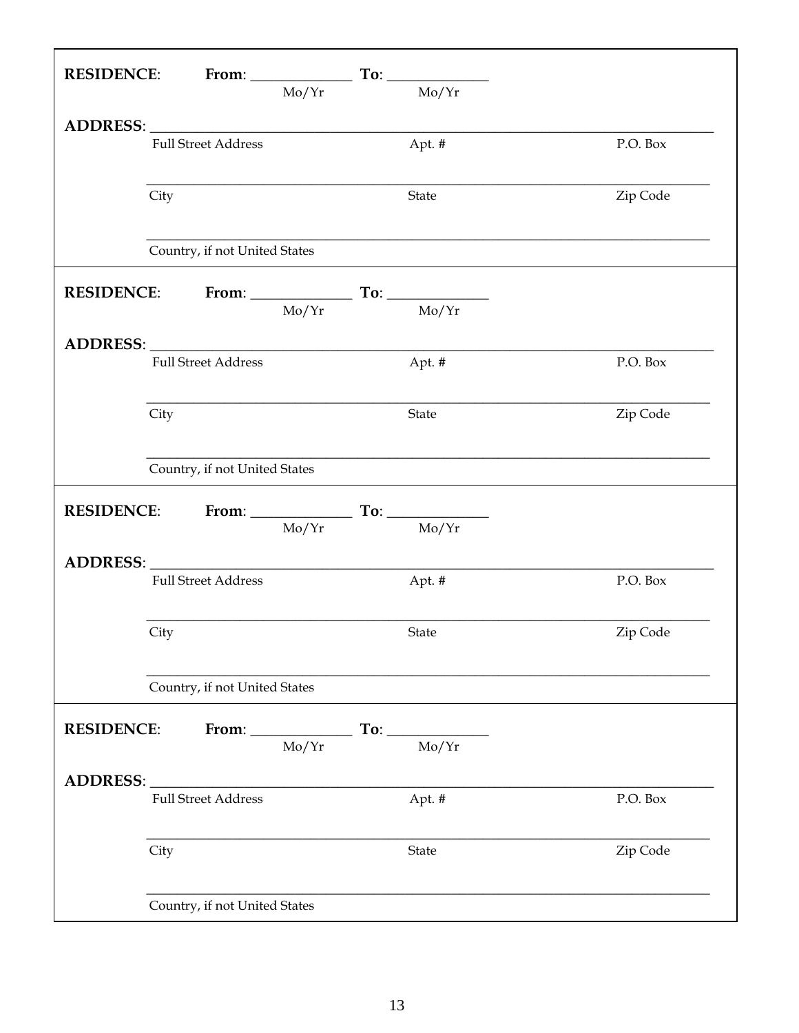**RESIDENCE**: **From**: ______________ **To**: ______________
Mo/Yr Mo/Yr

**ADDRESS**: ________________________________________________________________________________
Full Street Address Apt. # P.O. Box

________________________________________________________________________________
City State Zip Code

________________________________________________________________________________
Country, if not United States

---

**RESIDENCE**: **From**: ______________ **To**: ______________
Mo/Yr Mo/Yr

**ADDRESS**: ________________________________________________________________________________
Full Street Address Apt. # P.O. Box

________________________________________________________________________________
City State Zip Code

________________________________________________________________________________
Country, if not United States

---

**RESIDENCE**: **From**: ______________ **To**: ______________
Mo/Yr Mo/Yr

**ADDRESS**: ________________________________________________________________________________
Full Street Address Apt. # P.O. Box

________________________________________________________________________________
City State Zip Code

________________________________________________________________________________
Country, if not United States

---

**RESIDENCE**: **From**: ______________ **To**: ______________
Mo/Yr Mo/Yr

**ADDRESS**: ________________________________________________________________________________
Full Street Address Apt. # P.O. Box

________________________________________________________________________________
City State Zip Code

________________________________________________________________________________
Country, if not United States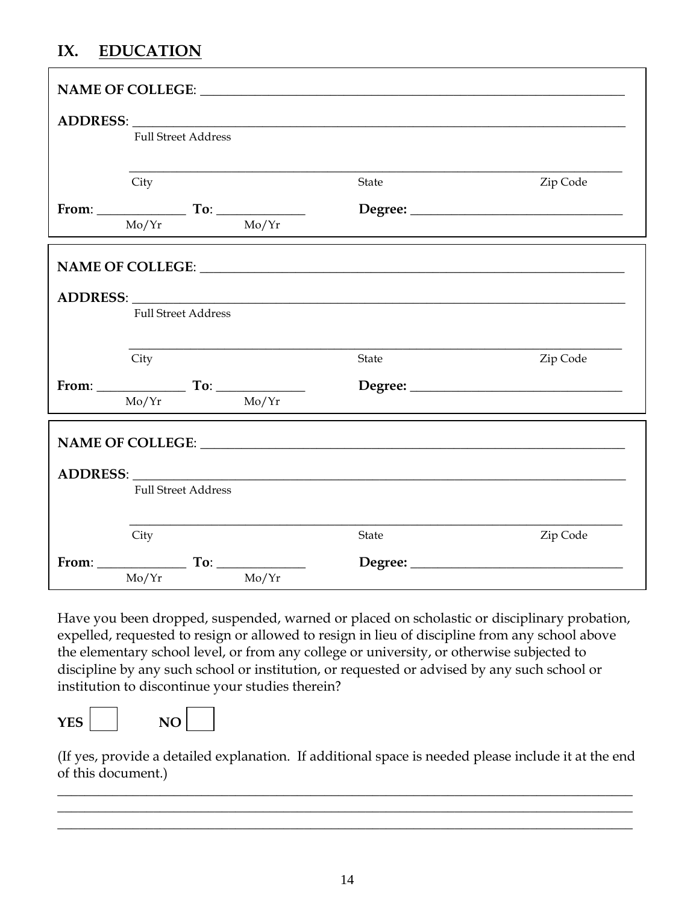## IX. EDUCATION

**NAME OF COLLEGE**: ______________________________________________

**ADDRESS**: ______________________________________________________
Full Street Address

______________________________________________________
City State Zip Code

**From**: ____________ **To**: ____________ **Degree:** ______________________
Mo/Yr Mo/Yr

**NAME OF COLLEGE**: ______________________________________________

**ADDRESS**: ______________________________________________________
Full Street Address

______________________________________________________
City State Zip Code

**From**: ____________ **To**: ____________ **Degree:** ______________________
Mo/Yr Mo/Yr

**NAME OF COLLEGE**: ______________________________________________

**ADDRESS**: ______________________________________________________
Full Street Address

______________________________________________________
City State Zip Code

**From**: ____________ **To**: ____________ **Degree:** ______________________
Mo/Yr Mo/Yr

Have you been dropped, suspended, warned or placed on scholastic or disciplinary probation, expelled, requested to resign or allowed to resign in lieu of discipline from any school above the elementary school level, or from any college or university, or otherwise subjected to discipline by any such school or institution, or requested or advised by any such school or institution to discontinue your studies therein?

**YES** ☐ **NO** ☐

(If yes, provide a detailed explanation. If additional space is needed please include it at the end of this document.)

______________________________________________________________________
______________________________________________________________________
______________________________________________________________________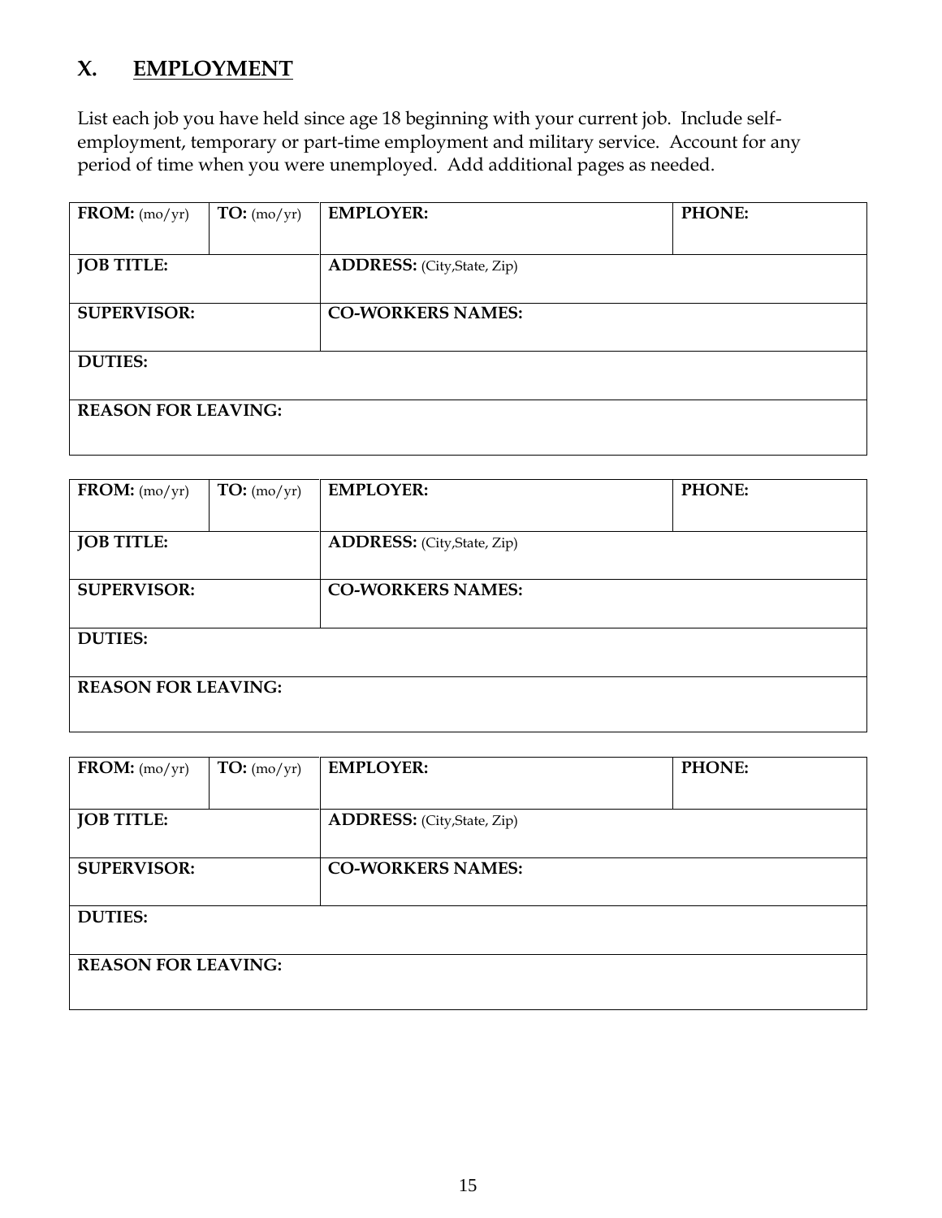## X. EMPLOYMENT

List each job you have held since age 18 beginning with your current job. Include self-employment, temporary or part-time employment and military service. Account for any period of time when you were unemployed. Add additional pages as needed.

| **FROM:** (mo/yr) | **TO:** (mo/yr) | **EMPLOYER:** | **PHONE:** |
|---|---|---|---|
| **JOB TITLE:** | | **ADDRESS:** (City,State, Zip) | |
| **SUPERVISOR:** | | **CO-WORKERS NAMES:** | |
| **DUTIES:** | | | |
| **REASON FOR LEAVING:** | | | |

| **FROM:** (mo/yr) | **TO:** (mo/yr) | **EMPLOYER:** | **PHONE:** |
|---|---|---|---|
| **JOB TITLE:** | | **ADDRESS:** (City,State, Zip) | |
| **SUPERVISOR:** | | **CO-WORKERS NAMES:** | |
| **DUTIES:** | | | |
| **REASON FOR LEAVING:** | | | |

| **FROM:** (mo/yr) | **TO:** (mo/yr) | **EMPLOYER:** | **PHONE:** |
|---|---|---|---|
| **JOB TITLE:** | | **ADDRESS:** (City,State, Zip) | |
| **SUPERVISOR:** | | **CO-WORKERS NAMES:** | |
| **DUTIES:** | | | |
| **REASON FOR LEAVING:** | | | |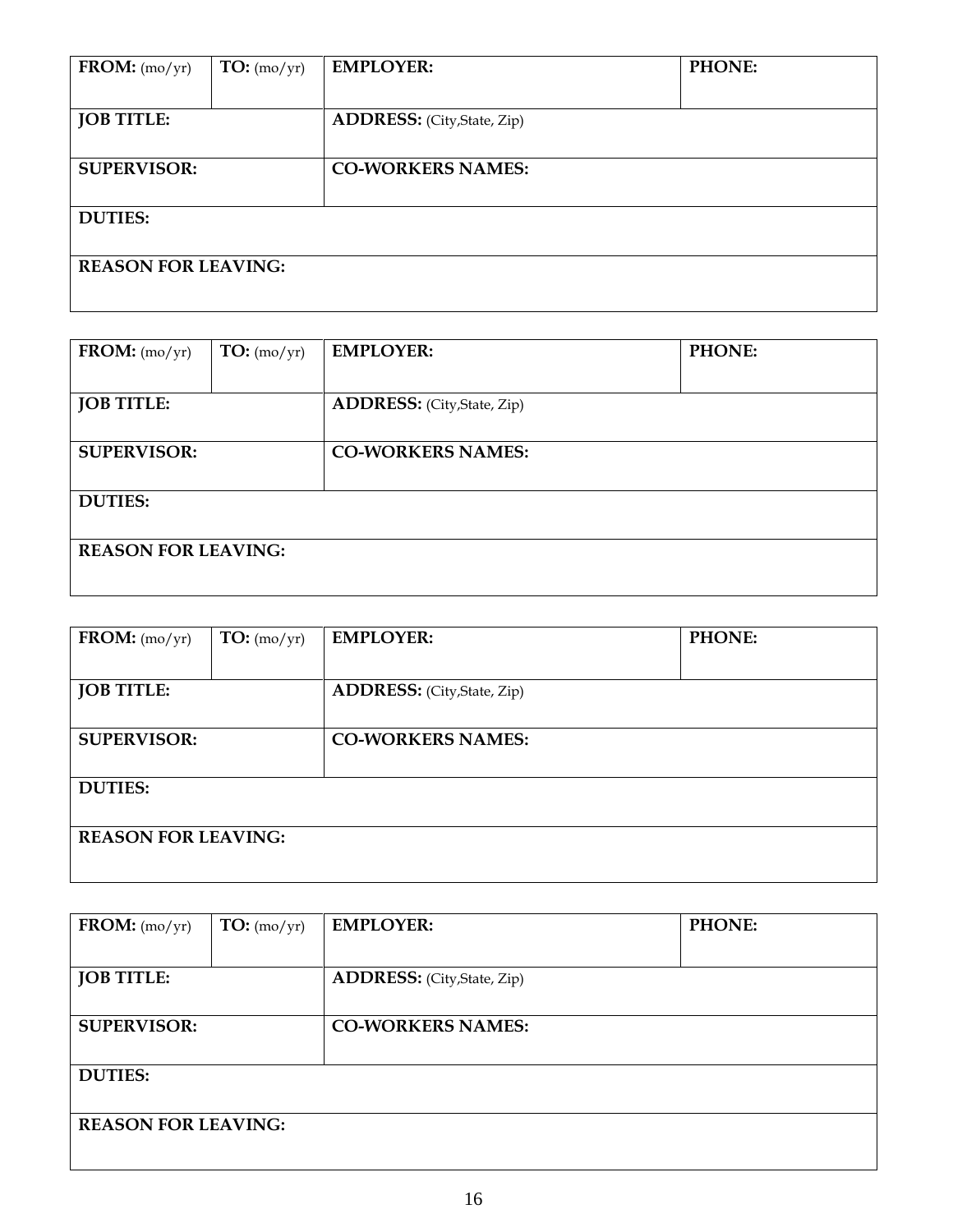| **FROM:** (mo/yr) | **TO:** (mo/yr) | **EMPLOYER:** | **PHONE:** |
|---|---|---|---|
| **JOB TITLE:** | | **ADDRESS:** (City,State, Zip) | |
| **SUPERVISOR:** | | **CO-WORKERS NAMES:** | |
| **DUTIES:** | | | |
| **REASON FOR LEAVING:** | | | |

| **FROM:** (mo/yr) | **TO:** (mo/yr) | **EMPLOYER:** | **PHONE:** |
|---|---|---|---|
| **JOB TITLE:** | | **ADDRESS:** (City,State, Zip) | |
| **SUPERVISOR:** | | **CO-WORKERS NAMES:** | |
| **DUTIES:** | | | |
| **REASON FOR LEAVING:** | | | |

| **FROM:** (mo/yr) | **TO:** (mo/yr) | **EMPLOYER:** | **PHONE:** |
|---|---|---|---|
| **JOB TITLE:** | | **ADDRESS:** (City,State, Zip) | |
| **SUPERVISOR:** | | **CO-WORKERS NAMES:** | |
| **DUTIES:** | | | |
| **REASON FOR LEAVING:** | | | |

| **FROM:** (mo/yr) | **TO:** (mo/yr) | **EMPLOYER:** | **PHONE:** |
|---|---|---|---|
| **JOB TITLE:** | | **ADDRESS:** (City,State, Zip) | |
| **SUPERVISOR:** | | **CO-WORKERS NAMES:** | |
| **DUTIES:** | | | |
| **REASON FOR LEAVING:** | | | |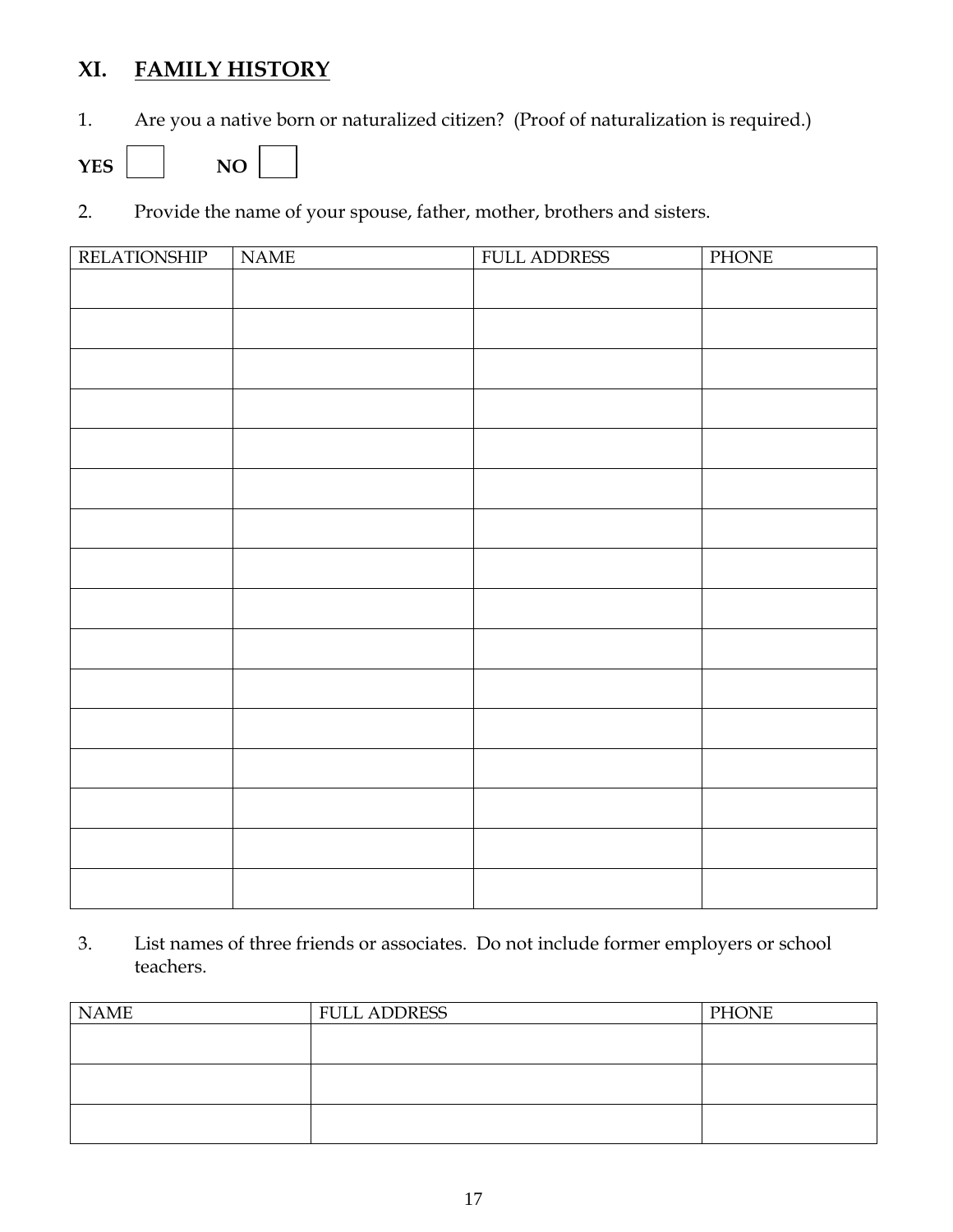## XI. FAMILY HISTORY

1. Are you a native born or naturalized citizen? (Proof of naturalization is required.)

**YES** ☐ **NO** ☐

2. Provide the name of your spouse, father, mother, brothers and sisters.

| RELATIONSHIP | NAME | FULL ADDRESS | PHONE |
|---|---|---|---|
| | | | |
| | | | |
| | | | |
| | | | |
| | | | |
| | | | |
| | | | |
| | | | |
| | | | |
| | | | |
| | | | |
| | | | |
| | | | |
| | | | |
| | | | |
| | | | |

3. List names of three friends or associates. Do not include former employers or school teachers.

| NAME | FULL ADDRESS | PHONE |
|---|---|---|
| | | |
| | | |
| | | |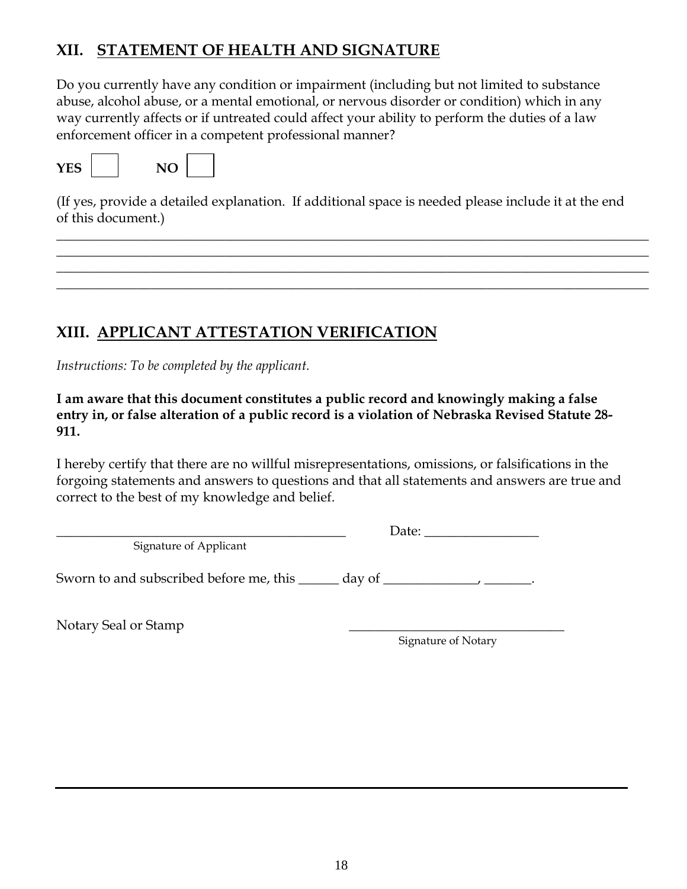## XII. STATEMENT OF HEALTH AND SIGNATURE

Do you currently have any condition or impairment (including but not limited to substance abuse, alcohol abuse, or a mental emotional, or nervous disorder or condition) which in any way currently affects or if untreated could affect your ability to perform the duties of a law enforcement officer in a competent professional manner?

**YES** ☐ **NO** ☐

(If yes, provide a detailed explanation. If additional space is needed please include it at the end of this document.)

______________________________________________________________________________________

______________________________________________________________________________________

______________________________________________________________________________________

______________________________________________________________________________________

## XIII. APPLICANT ATTESTATION VERIFICATION

*Instructions: To be completed by the applicant.*

**I am aware that this document constitutes a public record and knowingly making a false entry in, or false alteration of a public record is a violation of Nebraska Revised Statute 28-911.**

I hereby certify that there are no willful misrepresentations, omissions, or falsifications in the forgoing statements and answers to questions and that all statements and answers are true and correct to the best of my knowledge and belief.

_____________________________________________ Date: _________________

Signature of Applicant

Sworn to and subscribed before me, this ______ day of ______________, _______.

Notary Seal or Stamp _________________________________

Signature of Notary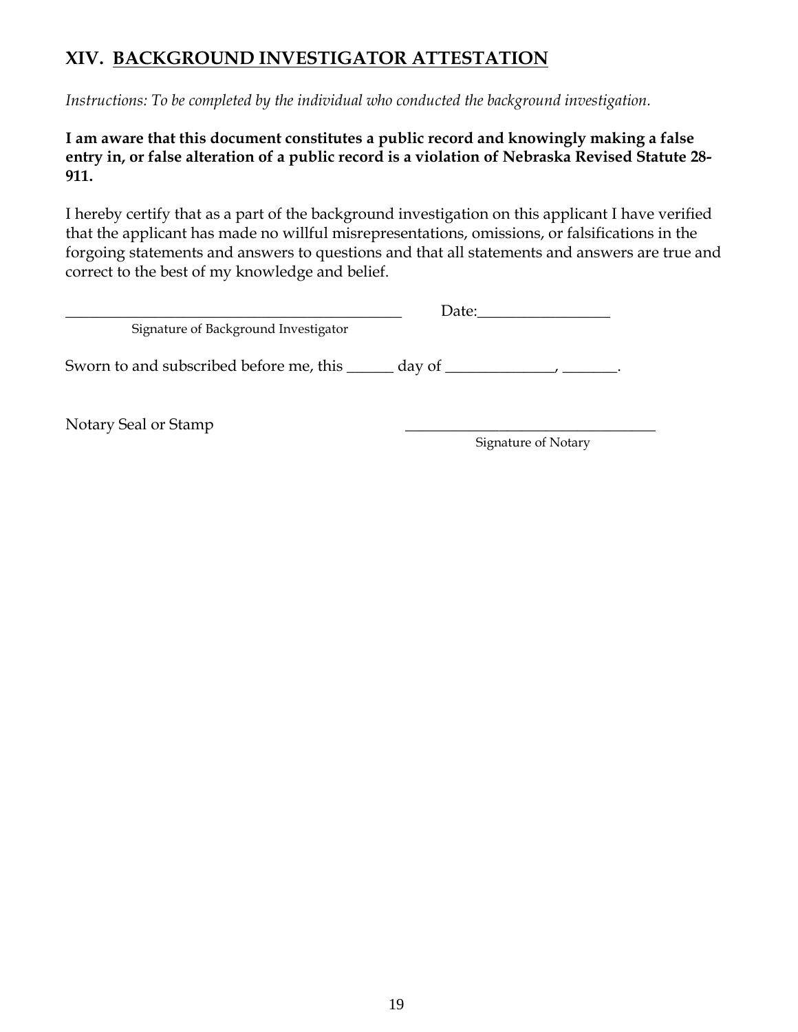## XIV. BACKGROUND INVESTIGATOR ATTESTATION

*Instructions: To be completed by the individual who conducted the background investigation.*

**I am aware that this document constitutes a public record and knowingly making a false entry in, or false alteration of a public record is a violation of Nebraska Revised Statute 28-911.**

I hereby certify that as a part of the background investigation on this applicant I have verified that the applicant has made no willful misrepresentations, omissions, or falsifications in the forgoing statements and answers to questions and that all statements and answers are true and correct to the best of my knowledge and belief.

_____________________________________________ Date:_________________

Signature of Background Investigator

Sworn to and subscribed before me, this ______ day of ______________, _______.

Notary Seal or Stamp _________________________________

Signature of Notary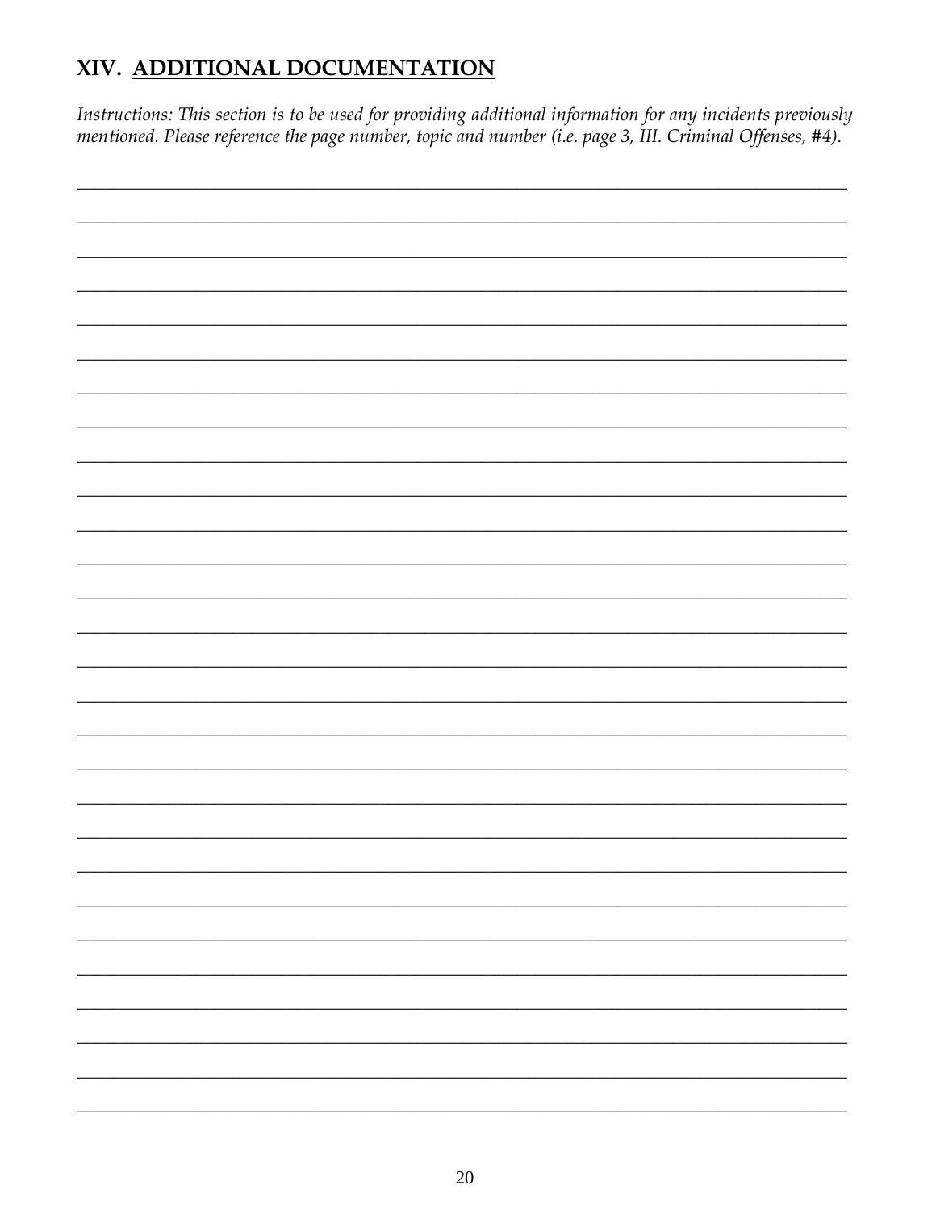## XIV. ADDITIONAL DOCUMENTATION

*Instructions: This section is to be used for providing additional information for any incidents previously mentioned. Please reference the page number, topic and number (i.e. page 3, III. Criminal Offenses, #4).*

______________________________________________________________________________

______________________________________________________________________________

______________________________________________________________________________

______________________________________________________________________________

______________________________________________________________________________

______________________________________________________________________________

______________________________________________________________________________

______________________________________________________________________________

______________________________________________________________________________

______________________________________________________________________________

______________________________________________________________________________

______________________________________________________________________________

______________________________________________________________________________

______________________________________________________________________________

______________________________________________________________________________

______________________________________________________________________________

______________________________________________________________________________

______________________________________________________________________________

______________________________________________________________________________

______________________________________________________________________________

______________________________________________________________________________

______________________________________________________________________________

______________________________________________________________________________

______________________________________________________________________________

______________________________________________________________________________

______________________________________________________________________________

______________________________________________________________________________

______________________________________________________________________________